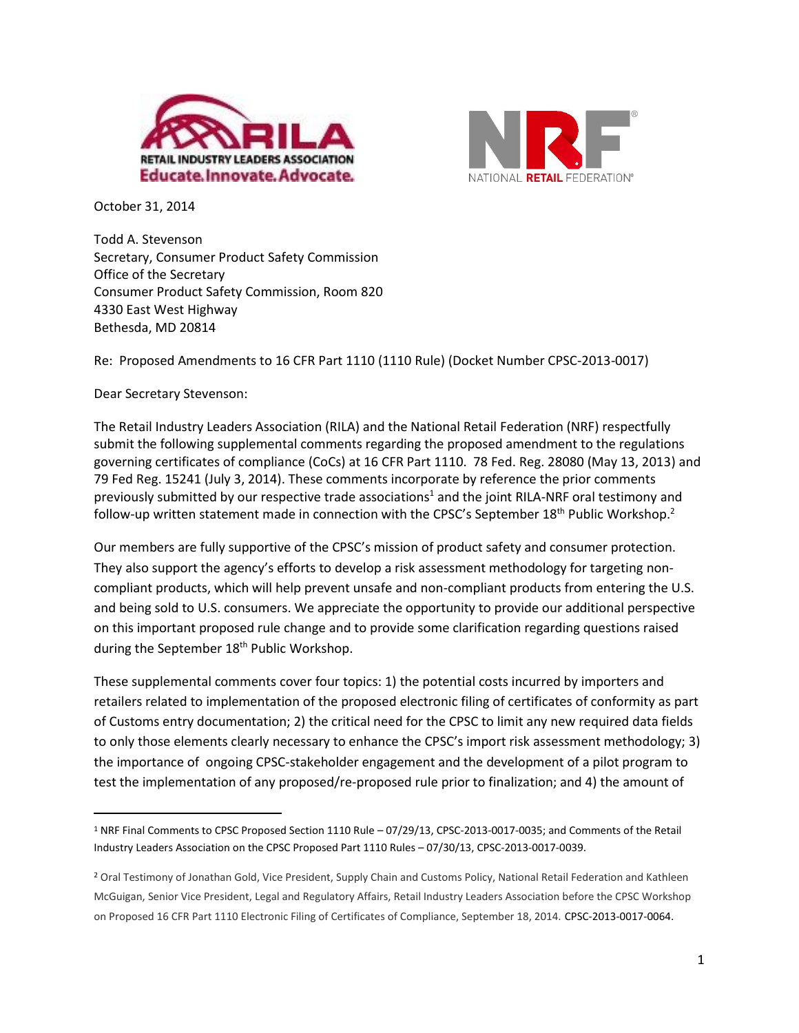RETAIL INDUSTRY LEADERS ASSOCIATION
Educate. Innovate. Advocate.

NATIONAL RETAIL FEDERATION

October 31, 2014

Todd A. Stevenson
Secretary, Consumer Product Safety Commission
Office of the Secretary
Consumer Product Safety Commission, Room 820
4330 East West Highway
Bethesda, MD 20814

Re: Proposed Amendments to 16 CFR Part 1110 (1110 Rule) (Docket Number CPSC-2013-0017)

Dear Secretary Stevenson:

The Retail Industry Leaders Association (RILA) and the National Retail Federation (NRF) respectfully submit the following supplemental comments regarding the proposed amendment to the regulations governing certificates of compliance (CoCs) at 16 CFR Part 1110. 78 Fed. Reg. 28080 (May 13, 2013) and 79 Fed Reg. 15241 (July 3, 2014). These comments incorporate by reference the prior comments previously submitted by our respective trade associations[1] and the joint RILA-NRF oral testimony and follow-up written statement made in connection with the CPSC's September 18th Public Workshop.[2]

Our members are fully supportive of the CPSC's mission of product safety and consumer protection. They also support the agency's efforts to develop a risk assessment methodology for targeting non-compliant products, which will help prevent unsafe and non-compliant products from entering the U.S. and being sold to U.S. consumers. We appreciate the opportunity to provide our additional perspective on this important proposed rule change and to provide some clarification regarding questions raised during the September 18th Public Workshop.

These supplemental comments cover four topics: 1) the potential costs incurred by importers and retailers related to implementation of the proposed electronic filing of certificates of conformity as part of Customs entry documentation; 2) the critical need for the CPSC to limit any new required data fields to only those elements clearly necessary to enhance the CPSC's import risk assessment methodology; 3) the importance of ongoing CPSC-stakeholder engagement and the development of a pilot program to test the implementation of any proposed/re-proposed rule prior to finalization; and 4) the amount of

---

[1] NRF Final Comments to CPSC Proposed Section 1110 Rule – 07/29/13, CPSC-2013-0017-0035; and Comments of the Retail Industry Leaders Association on the CPSC Proposed Part 1110 Rules – 07/30/13, CPSC-2013-0017-0039.

[2] Oral Testimony of Jonathan Gold, Vice President, Supply Chain and Customs Policy, National Retail Federation and Kathleen McGuigan, Senior Vice President, Legal and Regulatory Affairs, Retail Industry Leaders Association before the CPSC Workshop on Proposed 16 CFR Part 1110 Electronic Filing of Certificates of Compliance, September 18, 2014. CPSC-2013-0017-0064.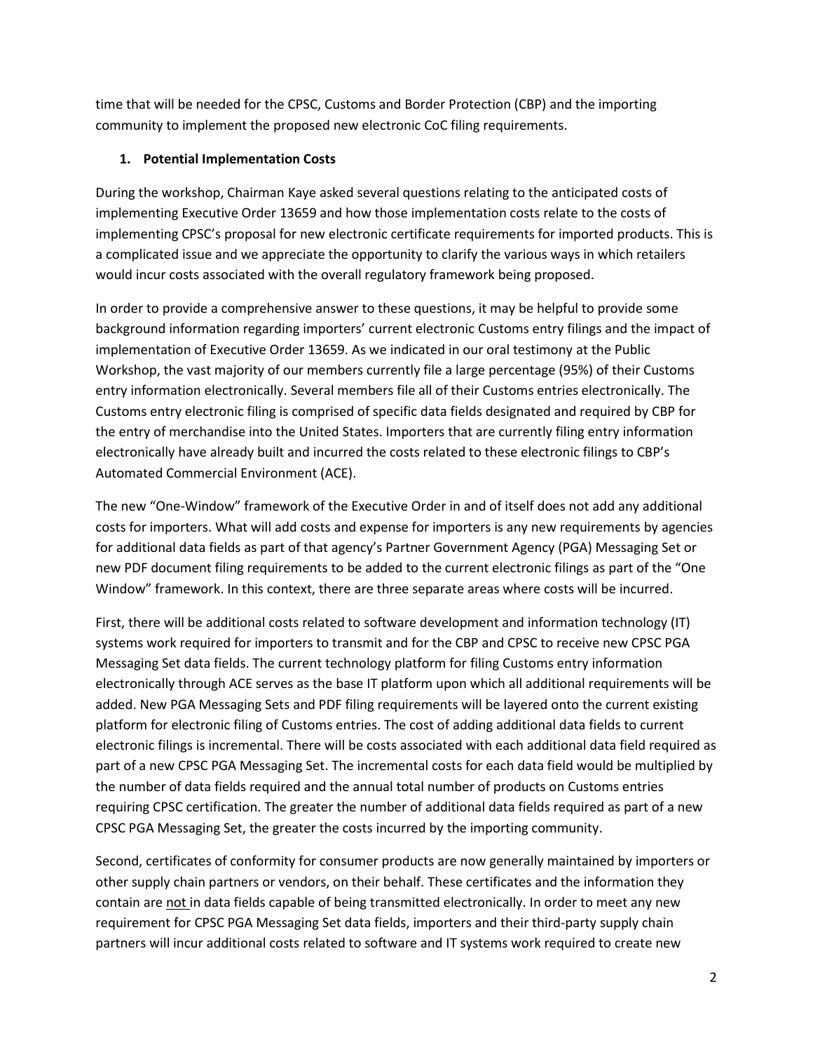time that will be needed for the CPSC, Customs and Border Protection (CBP) and the importing community to implement the proposed new electronic CoC filing requirements.

### 1. Potential Implementation Costs

During the workshop, Chairman Kaye asked several questions relating to the anticipated costs of implementing Executive Order 13659 and how those implementation costs relate to the costs of implementing CPSC's proposal for new electronic certificate requirements for imported products. This is a complicated issue and we appreciate the opportunity to clarify the various ways in which retailers would incur costs associated with the overall regulatory framework being proposed.

In order to provide a comprehensive answer to these questions, it may be helpful to provide some background information regarding importers' current electronic Customs entry filings and the impact of implementation of Executive Order 13659. As we indicated in our oral testimony at the Public Workshop, the vast majority of our members currently file a large percentage (95%) of their Customs entry information electronically. Several members file all of their Customs entries electronically. The Customs entry electronic filing is comprised of specific data fields designated and required by CBP for the entry of merchandise into the United States. Importers that are currently filing entry information electronically have already built and incurred the costs related to these electronic filings to CBP's Automated Commercial Environment (ACE).

The new "One-Window" framework of the Executive Order in and of itself does not add any additional costs for importers. What will add costs and expense for importers is any new requirements by agencies for additional data fields as part of that agency's Partner Government Agency (PGA) Messaging Set or new PDF document filing requirements to be added to the current electronic filings as part of the "One Window" framework. In this context, there are three separate areas where costs will be incurred.

First, there will be additional costs related to software development and information technology (IT) systems work required for importers to transmit and for the CBP and CPSC to receive new CPSC PGA Messaging Set data fields. The current technology platform for filing Customs entry information electronically through ACE serves as the base IT platform upon which all additional requirements will be added. New PGA Messaging Sets and PDF filing requirements will be layered onto the current existing platform for electronic filing of Customs entries. The cost of adding additional data fields to current electronic filings is incremental. There will be costs associated with each additional data field required as part of a new CPSC PGA Messaging Set. The incremental costs for each data field would be multiplied by the number of data fields required and the annual total number of products on Customs entries requiring CPSC certification. The greater the number of additional data fields required as part of a new CPSC PGA Messaging Set, the greater the costs incurred by the importing community.

Second, certificates of conformity for consumer products are now generally maintained by importers or other supply chain partners or vendors, on their behalf. These certificates and the information they contain are <u>not</u> in data fields capable of being transmitted electronically. In order to meet any new requirement for CPSC PGA Messaging Set data fields, importers and their third-party supply chain partners will incur additional costs related to software and IT systems work required to create new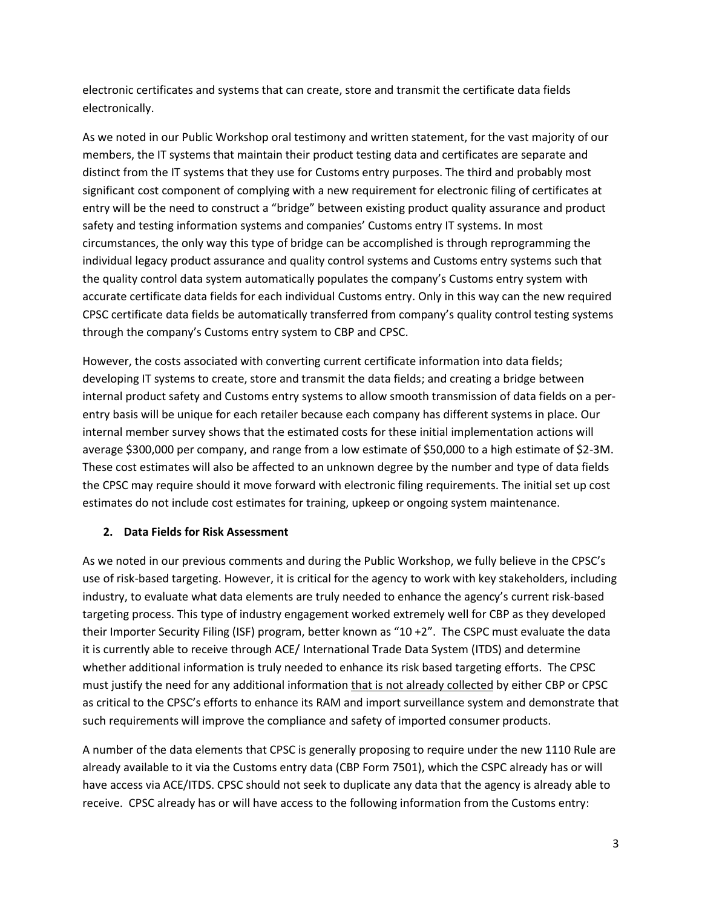electronic certificates and systems that can create, store and transmit the certificate data fields electronically.

As we noted in our Public Workshop oral testimony and written statement, for the vast majority of our members, the IT systems that maintain their product testing data and certificates are separate and distinct from the IT systems that they use for Customs entry purposes. The third and probably most significant cost component of complying with a new requirement for electronic filing of certificates at entry will be the need to construct a "bridge" between existing product quality assurance and product safety and testing information systems and companies' Customs entry IT systems. In most circumstances, the only way this type of bridge can be accomplished is through reprogramming the individual legacy product assurance and quality control systems and Customs entry systems such that the quality control data system automatically populates the company's Customs entry system with accurate certificate data fields for each individual Customs entry. Only in this way can the new required CPSC certificate data fields be automatically transferred from company's quality control testing systems through the company's Customs entry system to CBP and CPSC.

However, the costs associated with converting current certificate information into data fields; developing IT systems to create, store and transmit the data fields; and creating a bridge between internal product safety and Customs entry systems to allow smooth transmission of data fields on a per-entry basis will be unique for each retailer because each company has different systems in place. Our internal member survey shows that the estimated costs for these initial implementation actions will average $300,000 per company, and range from a low estimate of $50,000 to a high estimate of $2-3M. These cost estimates will also be affected to an unknown degree by the number and type of data fields the CPSC may require should it move forward with electronic filing requirements. The initial set up cost estimates do not include cost estimates for training, upkeep or ongoing system maintenance.

**2. Data Fields for Risk Assessment**

As we noted in our previous comments and during the Public Workshop, we fully believe in the CPSC's use of risk-based targeting. However, it is critical for the agency to work with key stakeholders, including industry, to evaluate what data elements are truly needed to enhance the agency's current risk-based targeting process. This type of industry engagement worked extremely well for CBP as they developed their Importer Security Filing (ISF) program, better known as "10 +2". The CSPC must evaluate the data it is currently able to receive through ACE/ International Trade Data System (ITDS) and determine whether additional information is truly needed to enhance its risk based targeting efforts. The CPSC must justify the need for any additional information <u>that is not already collected</u> by either CBP or CPSC as critical to the CPSC's efforts to enhance its RAM and import surveillance system and demonstrate that such requirements will improve the compliance and safety of imported consumer products.

A number of the data elements that CPSC is generally proposing to require under the new 1110 Rule are already available to it via the Customs entry data (CBP Form 7501), which the CSPC already has or will have access via ACE/ITDS. CPSC should not seek to duplicate any data that the agency is already able to receive. CPSC already has or will have access to the following information from the Customs entry: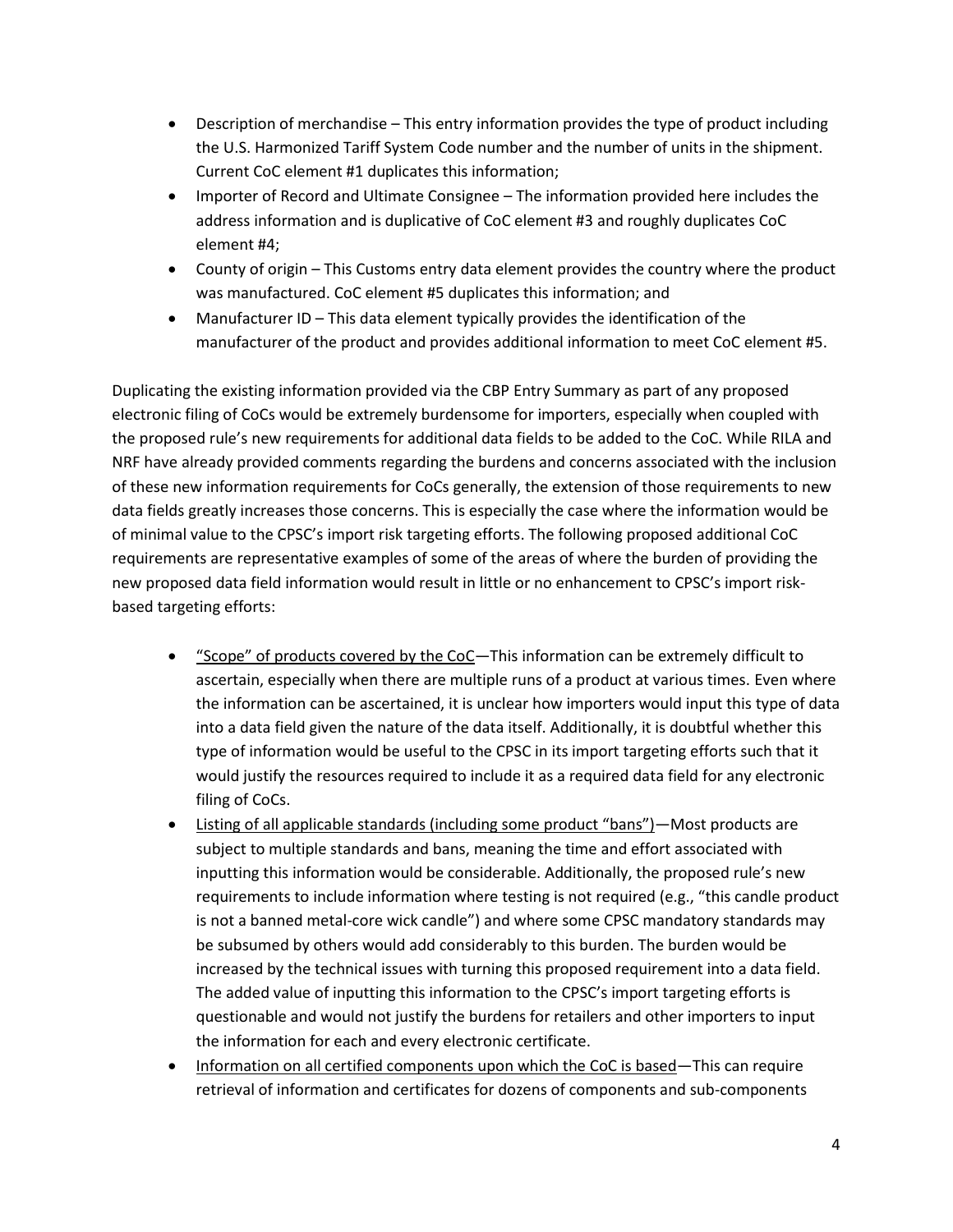- Description of merchandise – This entry information provides the type of product including the U.S. Harmonized Tariff System Code number and the number of units in the shipment. Current CoC element #1 duplicates this information;
- Importer of Record and Ultimate Consignee – The information provided here includes the address information and is duplicative of CoC element #3 and roughly duplicates CoC element #4;
- County of origin – This Customs entry data element provides the country where the product was manufactured. CoC element #5 duplicates this information; and
- Manufacturer ID – This data element typically provides the identification of the manufacturer of the product and provides additional information to meet CoC element #5.

Duplicating the existing information provided via the CBP Entry Summary as part of any proposed electronic filing of CoCs would be extremely burdensome for importers, especially when coupled with the proposed rule's new requirements for additional data fields to be added to the CoC. While RILA and NRF have already provided comments regarding the burdens and concerns associated with the inclusion of these new information requirements for CoCs generally, the extension of those requirements to new data fields greatly increases those concerns. This is especially the case where the information would be of minimal value to the CPSC's import risk targeting efforts. The following proposed additional CoC requirements are representative examples of some of the areas of where the burden of providing the new proposed data field information would result in little or no enhancement to CPSC's import risk-based targeting efforts:

- <u>"Scope" of products covered by the CoC</u>—This information can be extremely difficult to ascertain, especially when there are multiple runs of a product at various times. Even where the information can be ascertained, it is unclear how importers would input this type of data into a data field given the nature of the data itself. Additionally, it is doubtful whether this type of information would be useful to the CPSC in its import targeting efforts such that it would justify the resources required to include it as a required data field for any electronic filing of CoCs.
- <u>Listing of all applicable standards (including some product "bans")</u>—Most products are subject to multiple standards and bans, meaning the time and effort associated with inputting this information would be considerable. Additionally, the proposed rule's new requirements to include information where testing is not required (e.g., "this candle product is not a banned metal-core wick candle") and where some CPSC mandatory standards may be subsumed by others would add considerably to this burden. The burden would be increased by the technical issues with turning this proposed requirement into a data field. The added value of inputting this information to the CPSC's import targeting efforts is questionable and would not justify the burdens for retailers and other importers to input the information for each and every electronic certificate.
- <u>Information on all certified components upon which the CoC is based</u>—This can require retrieval of information and certificates for dozens of components and sub-components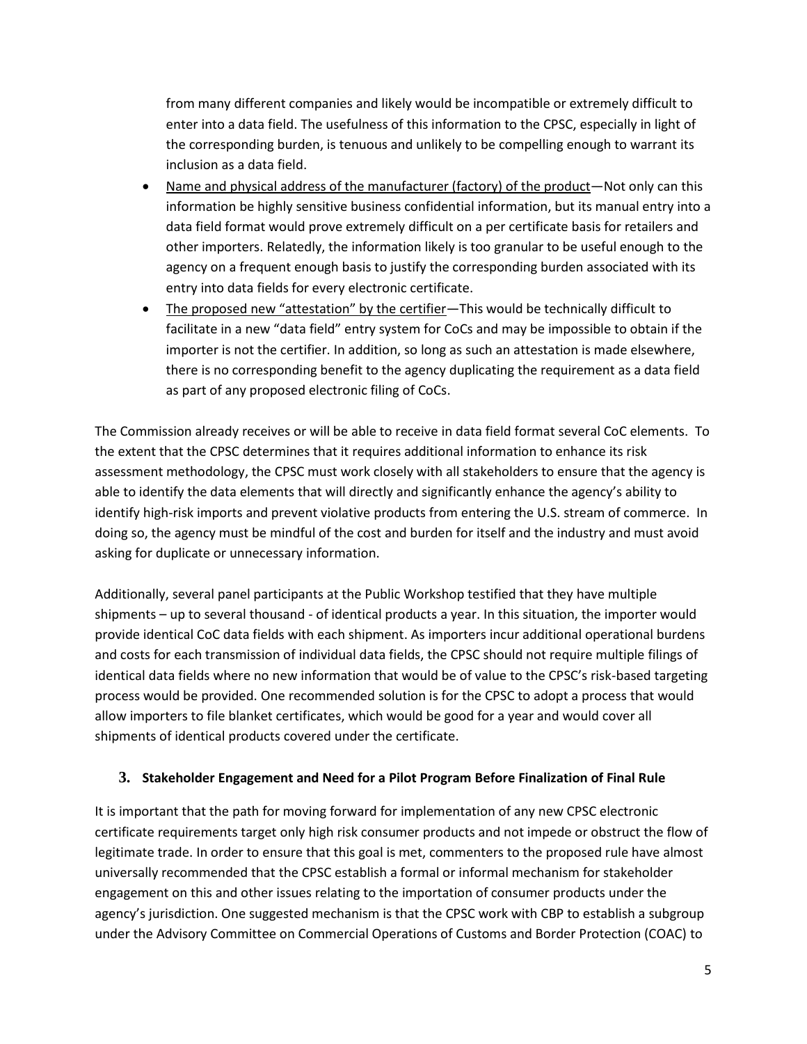from many different companies and likely would be incompatible or extremely difficult to enter into a data field. The usefulness of this information to the CPSC, especially in light of the corresponding burden, is tenuous and unlikely to be compelling enough to warrant its inclusion as a data field.

- Name and physical address of the manufacturer (factory) of the product—Not only can this information be highly sensitive business confidential information, but its manual entry into a data field format would prove extremely difficult on a per certificate basis for retailers and other importers. Relatedly, the information likely is too granular to be useful enough to the agency on a frequent enough basis to justify the corresponding burden associated with its entry into data fields for every electronic certificate.
- The proposed new "attestation" by the certifier—This would be technically difficult to facilitate in a new "data field" entry system for CoCs and may be impossible to obtain if the importer is not the certifier. In addition, so long as such an attestation is made elsewhere, there is no corresponding benefit to the agency duplicating the requirement as a data field as part of any proposed electronic filing of CoCs.

The Commission already receives or will be able to receive in data field format several CoC elements. To the extent that the CPSC determines that it requires additional information to enhance its risk assessment methodology, the CPSC must work closely with all stakeholders to ensure that the agency is able to identify the data elements that will directly and significantly enhance the agency's ability to identify high-risk imports and prevent violative products from entering the U.S. stream of commerce. In doing so, the agency must be mindful of the cost and burden for itself and the industry and must avoid asking for duplicate or unnecessary information.

Additionally, several panel participants at the Public Workshop testified that they have multiple shipments – up to several thousand - of identical products a year. In this situation, the importer would provide identical CoC data fields with each shipment. As importers incur additional operational burdens and costs for each transmission of individual data fields, the CPSC should not require multiple filings of identical data fields where no new information that would be of value to the CPSC's risk-based targeting process would be provided. One recommended solution is for the CPSC to adopt a process that would allow importers to file blanket certificates, which would be good for a year and would cover all shipments of identical products covered under the certificate.

### 3. Stakeholder Engagement and Need for a Pilot Program Before Finalization of Final Rule

It is important that the path for moving forward for implementation of any new CPSC electronic certificate requirements target only high risk consumer products and not impede or obstruct the flow of legitimate trade. In order to ensure that this goal is met, commenters to the proposed rule have almost universally recommended that the CPSC establish a formal or informal mechanism for stakeholder engagement on this and other issues relating to the importation of consumer products under the agency's jurisdiction. One suggested mechanism is that the CPSC work with CBP to establish a subgroup under the Advisory Committee on Commercial Operations of Customs and Border Protection (COAC) to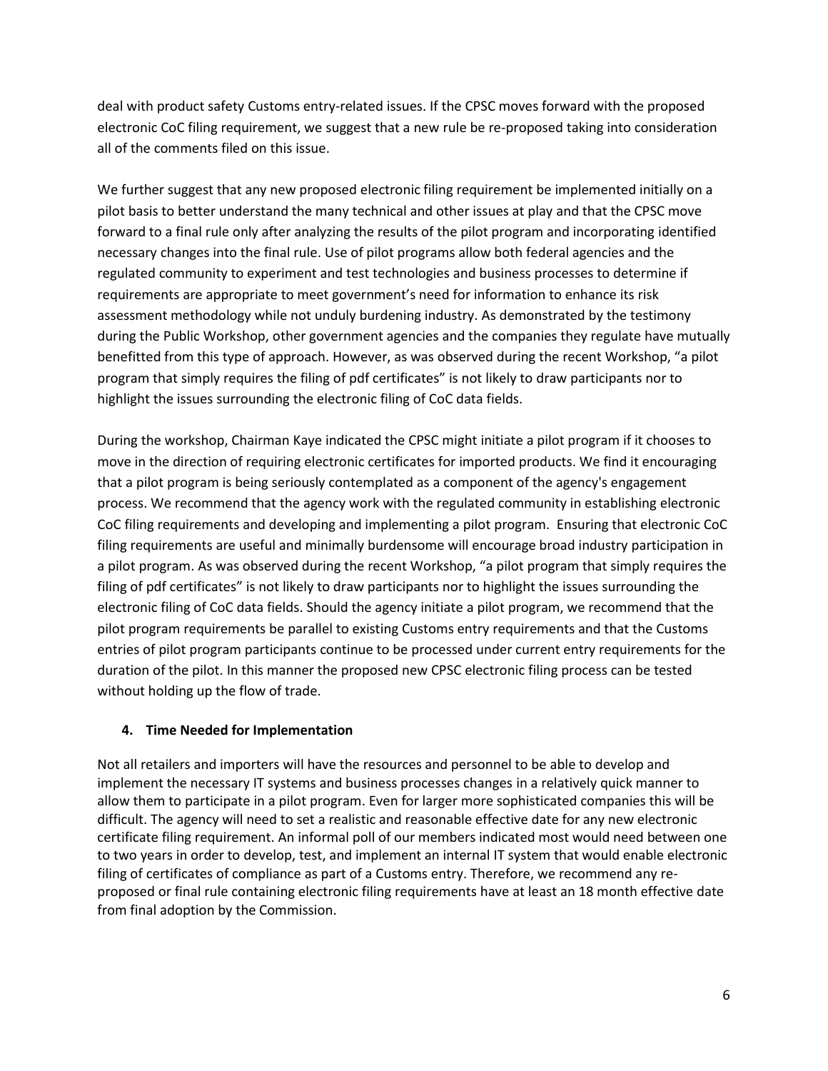deal with product safety Customs entry-related issues. If the CPSC moves forward with the proposed electronic CoC filing requirement, we suggest that a new rule be re-proposed taking into consideration all of the comments filed on this issue.

We further suggest that any new proposed electronic filing requirement be implemented initially on a pilot basis to better understand the many technical and other issues at play and that the CPSC move forward to a final rule only after analyzing the results of the pilot program and incorporating identified necessary changes into the final rule. Use of pilot programs allow both federal agencies and the regulated community to experiment and test technologies and business processes to determine if requirements are appropriate to meet government's need for information to enhance its risk assessment methodology while not unduly burdening industry. As demonstrated by the testimony during the Public Workshop, other government agencies and the companies they regulate have mutually benefitted from this type of approach. However, as was observed during the recent Workshop, "a pilot program that simply requires the filing of pdf certificates" is not likely to draw participants nor to highlight the issues surrounding the electronic filing of CoC data fields.

During the workshop, Chairman Kaye indicated the CPSC might initiate a pilot program if it chooses to move in the direction of requiring electronic certificates for imported products. We find it encouraging that a pilot program is being seriously contemplated as a component of the agency's engagement process. We recommend that the agency work with the regulated community in establishing electronic CoC filing requirements and developing and implementing a pilot program. Ensuring that electronic CoC filing requirements are useful and minimally burdensome will encourage broad industry participation in a pilot program. As was observed during the recent Workshop, "a pilot program that simply requires the filing of pdf certificates" is not likely to draw participants nor to highlight the issues surrounding the electronic filing of CoC data fields. Should the agency initiate a pilot program, we recommend that the pilot program requirements be parallel to existing Customs entry requirements and that the Customs entries of pilot program participants continue to be processed under current entry requirements for the duration of the pilot. In this manner the proposed new CPSC electronic filing process can be tested without holding up the flow of trade.

### 4. Time Needed for Implementation

Not all retailers and importers will have the resources and personnel to be able to develop and implement the necessary IT systems and business processes changes in a relatively quick manner to allow them to participate in a pilot program. Even for larger more sophisticated companies this will be difficult. The agency will need to set a realistic and reasonable effective date for any new electronic certificate filing requirement. An informal poll of our members indicated most would need between one to two years in order to develop, test, and implement an internal IT system that would enable electronic filing of certificates of compliance as part of a Customs entry. Therefore, we recommend any re-proposed or final rule containing electronic filing requirements have at least an 18 month effective date from final adoption by the Commission.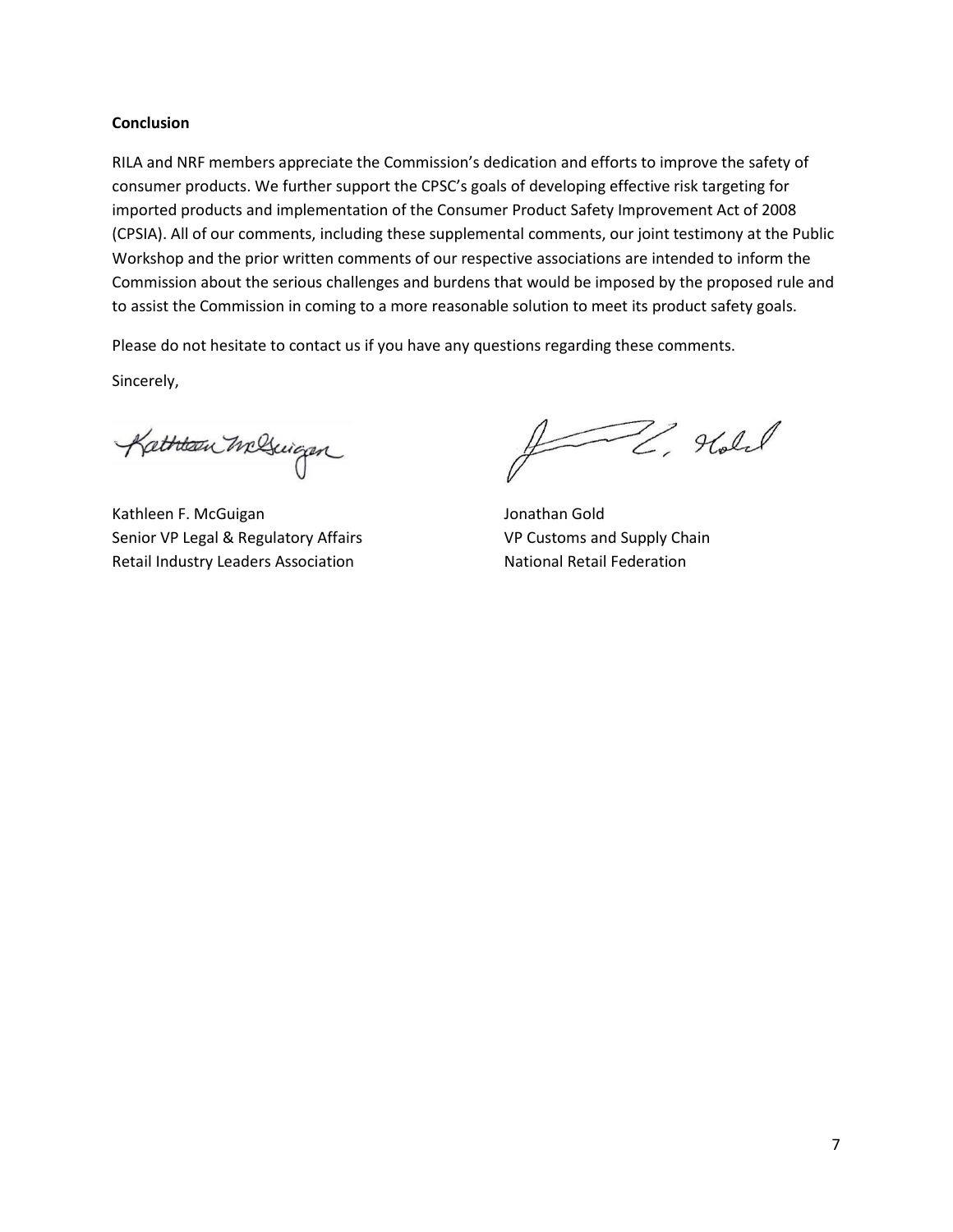**Conclusion**

RILA and NRF members appreciate the Commission's dedication and efforts to improve the safety of consumer products. We further support the CPSC's goals of developing effective risk targeting for imported products and implementation of the Consumer Product Safety Improvement Act of 2008 (CPSIA). All of our comments, including these supplemental comments, our joint testimony at the Public Workshop and the prior written comments of our respective associations are intended to inform the Commission about the serious challenges and burdens that would be imposed by the proposed rule and to assist the Commission in coming to a more reasonable solution to meet its product safety goals.

Please do not hesitate to contact us if you have any questions regarding these comments.

Sincerely,

Kathleen F. McGuigan
Senior VP Legal & Regulatory Affairs
Retail Industry Leaders Association

Jonathan Gold
VP Customs and Supply Chain
National Retail Federation